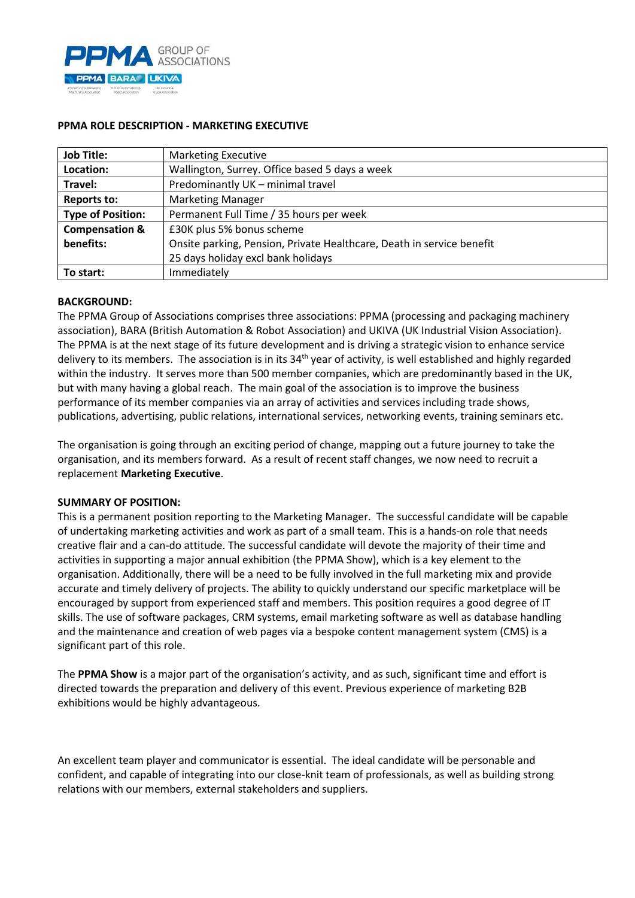# PPMA ROLE DESCRIPTION - MARKETING EXECUTIVE

| | |
|---|---|
| **Job Title:** | Marketing Executive |
| **Location:** | Wallington, Surrey. Office based 5 days a week |
| **Travel:** | Predominantly UK – minimal travel |
| **Reports to:** | Marketing Manager |
| **Type of Position:** | Permanent Full Time / 35 hours per week |
| **Compensation & benefits:** | £30K plus 5% bonus scheme<br>Onsite parking, Pension, Private Healthcare, Death in service benefit<br>25 days holiday excl bank holidays |
| **To start:** | Immediately |

**BACKGROUND:**

The PPMA Group of Associations comprises three associations: PPMA (processing and packaging machinery association), BARA (British Automation & Robot Association) and UKIVA (UK Industrial Vision Association). The PPMA is at the next stage of its future development and is driving a strategic vision to enhance service delivery to its members. The association is in its 34th year of activity, is well established and highly regarded within the industry. It serves more than 500 member companies, which are predominantly based in the UK, but with many having a global reach. The main goal of the association is to improve the business performance of its member companies via an array of activities and services including trade shows, publications, advertising, public relations, international services, networking events, training seminars etc.

The organisation is going through an exciting period of change, mapping out a future journey to take the organisation, and its members forward. As a result of recent staff changes, we now need to recruit a replacement **Marketing Executive**.

**SUMMARY OF POSITION:**

This is a permanent position reporting to the Marketing Manager. The successful candidate will be capable of undertaking marketing activities and work as part of a small team. This is a hands-on role that needs creative flair and a can-do attitude. The successful candidate will devote the majority of their time and activities in supporting a major annual exhibition (the PPMA Show), which is a key element to the organisation. Additionally, there will be a need to be fully involved in the full marketing mix and provide accurate and timely delivery of projects. The ability to quickly understand our specific marketplace will be encouraged by support from experienced staff and members. This position requires a good degree of IT skills. The use of software packages, CRM systems, email marketing software as well as database handling and the maintenance and creation of web pages via a bespoke content management system (CMS) is a significant part of this role.

The **PPMA Show** is a major part of the organisation's activity, and as such, significant time and effort is directed towards the preparation and delivery of this event. Previous experience of marketing B2B exhibitions would be highly advantageous.

An excellent team player and communicator is essential. The ideal candidate will be personable and confident, and capable of integrating into our close-knit team of professionals, as well as building strong relations with our members, external stakeholders and suppliers.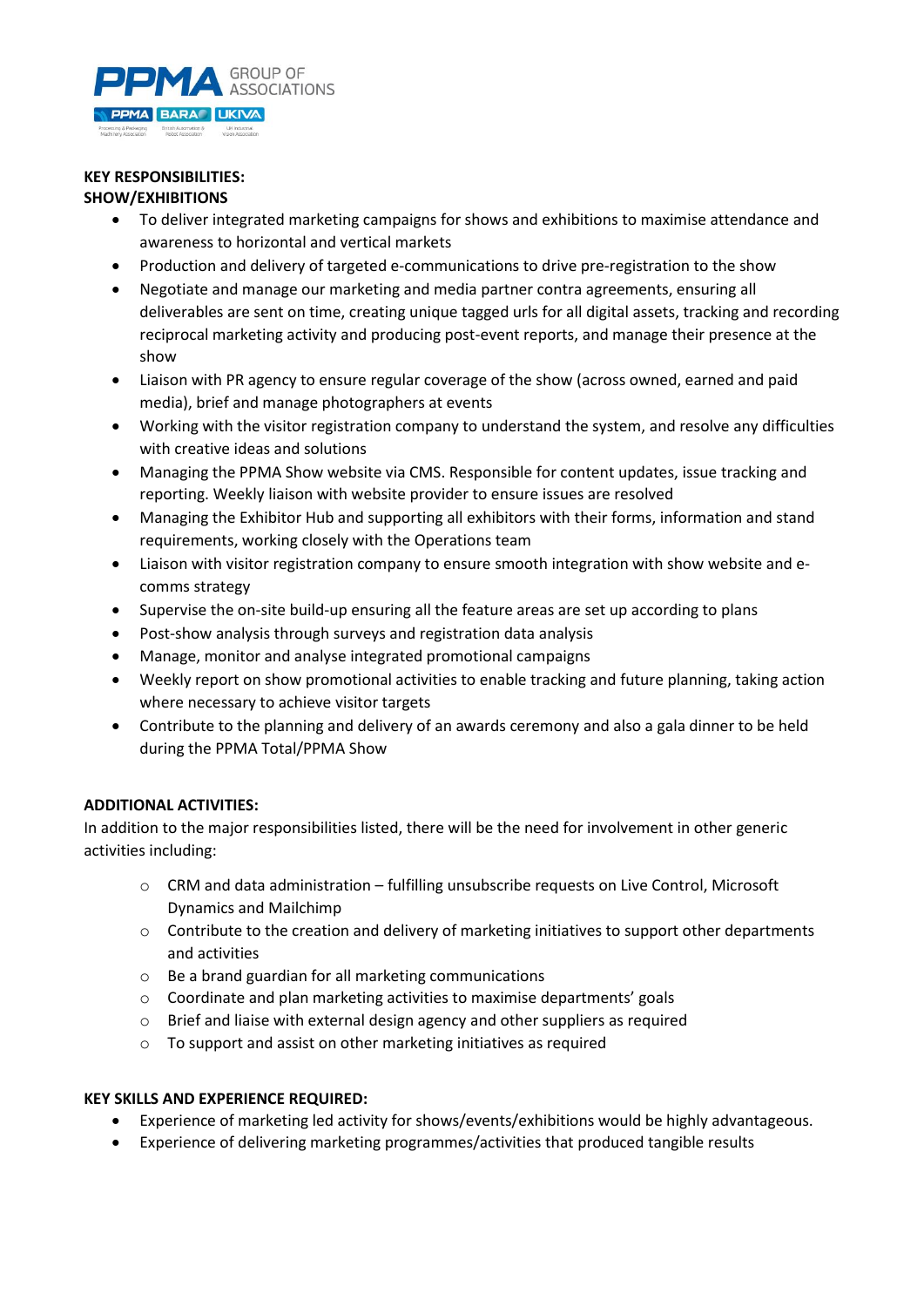**KEY RESPONSIBILITIES:**
**SHOW/EXHIBITIONS**

- To deliver integrated marketing campaigns for shows and exhibitions to maximise attendance and awareness to horizontal and vertical markets
- Production and delivery of targeted e-communications to drive pre-registration to the show
- Negotiate and manage our marketing and media partner contra agreements, ensuring all deliverables are sent on time, creating unique tagged urls for all digital assets, tracking and recording reciprocal marketing activity and producing post-event reports, and manage their presence at the show
- Liaison with PR agency to ensure regular coverage of the show (across owned, earned and paid media), brief and manage photographers at events
- Working with the visitor registration company to understand the system, and resolve any difficulties with creative ideas and solutions
- Managing the PPMA Show website via CMS. Responsible for content updates, issue tracking and reporting. Weekly liaison with website provider to ensure issues are resolved
- Managing the Exhibitor Hub and supporting all exhibitors with their forms, information and stand requirements, working closely with the Operations team
- Liaison with visitor registration company to ensure smooth integration with show website and e-comms strategy
- Supervise the on-site build-up ensuring all the feature areas are set up according to plans
- Post-show analysis through surveys and registration data analysis
- Manage, monitor and analyse integrated promotional campaigns
- Weekly report on show promotional activities to enable tracking and future planning, taking action where necessary to achieve visitor targets
- Contribute to the planning and delivery of an awards ceremony and also a gala dinner to be held during the PPMA Total/PPMA Show

**ADDITIONAL ACTIVITIES:**

In addition to the major responsibilities listed, there will be the need for involvement in other generic activities including:

- CRM and data administration – fulfilling unsubscribe requests on Live Control, Microsoft Dynamics and Mailchimp
- Contribute to the creation and delivery of marketing initiatives to support other departments and activities
- Be a brand guardian for all marketing communications
- Coordinate and plan marketing activities to maximise departments' goals
- Brief and liaise with external design agency and other suppliers as required
- To support and assist on other marketing initiatives as required

**KEY SKILLS AND EXPERIENCE REQUIRED:**

- Experience of marketing led activity for shows/events/exhibitions would be highly advantageous.
- Experience of delivering marketing programmes/activities that produced tangible results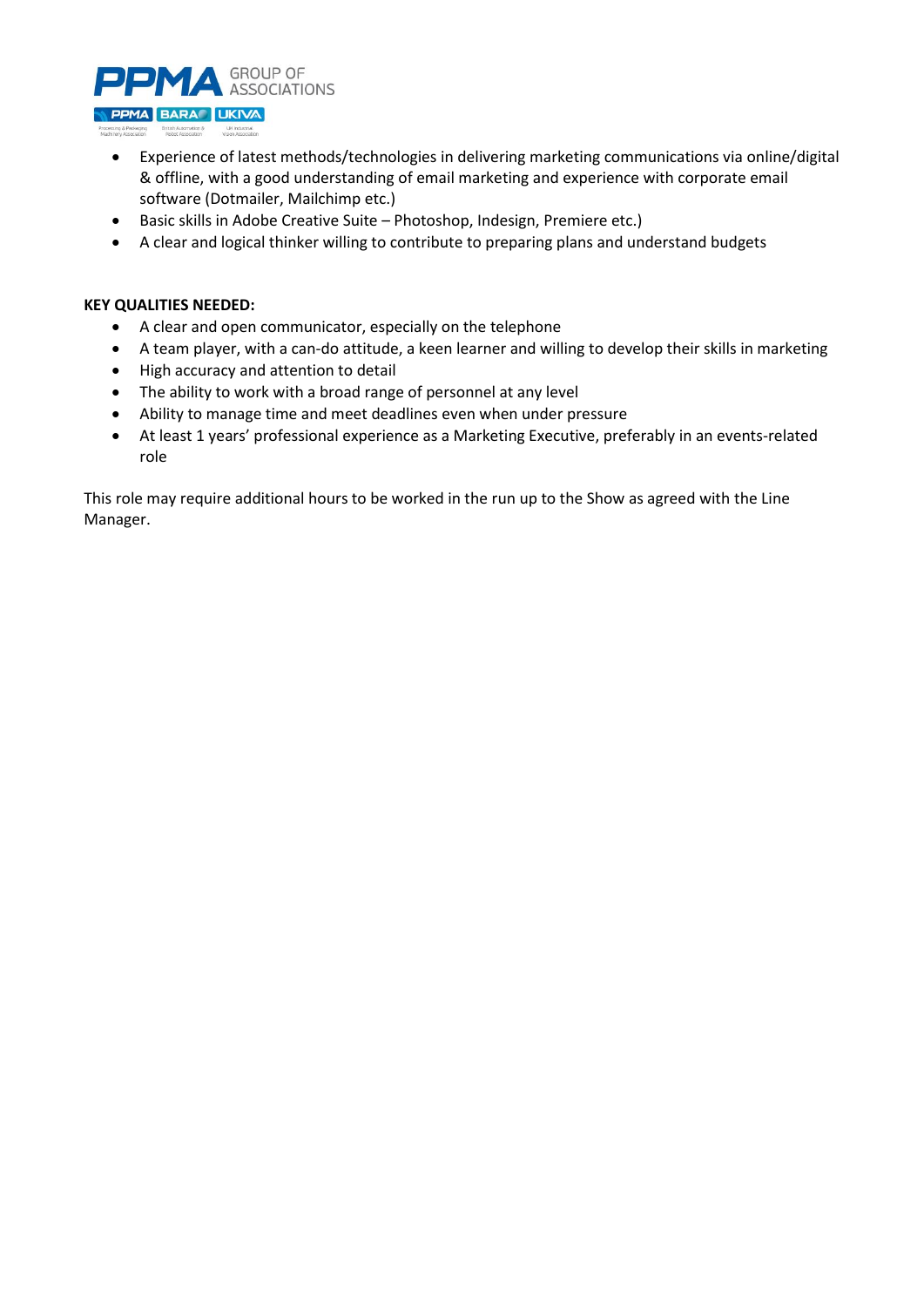- Experience of latest methods/technologies in delivering marketing communications via online/digital & offline, with a good understanding of email marketing and experience with corporate email software (Dotmailer, Mailchimp etc.)
- Basic skills in Adobe Creative Suite – Photoshop, Indesign, Premiere etc.)
- A clear and logical thinker willing to contribute to preparing plans and understand budgets

**KEY QUALITIES NEEDED:**

- A clear and open communicator, especially on the telephone
- A team player, with a can-do attitude, a keen learner and willing to develop their skills in marketing
- High accuracy and attention to detail
- The ability to work with a broad range of personnel at any level
- Ability to manage time and meet deadlines even when under pressure
- At least 1 years' professional experience as a Marketing Executive, preferably in an events-related role

This role may require additional hours to be worked in the run up to the Show as agreed with the Line Manager.